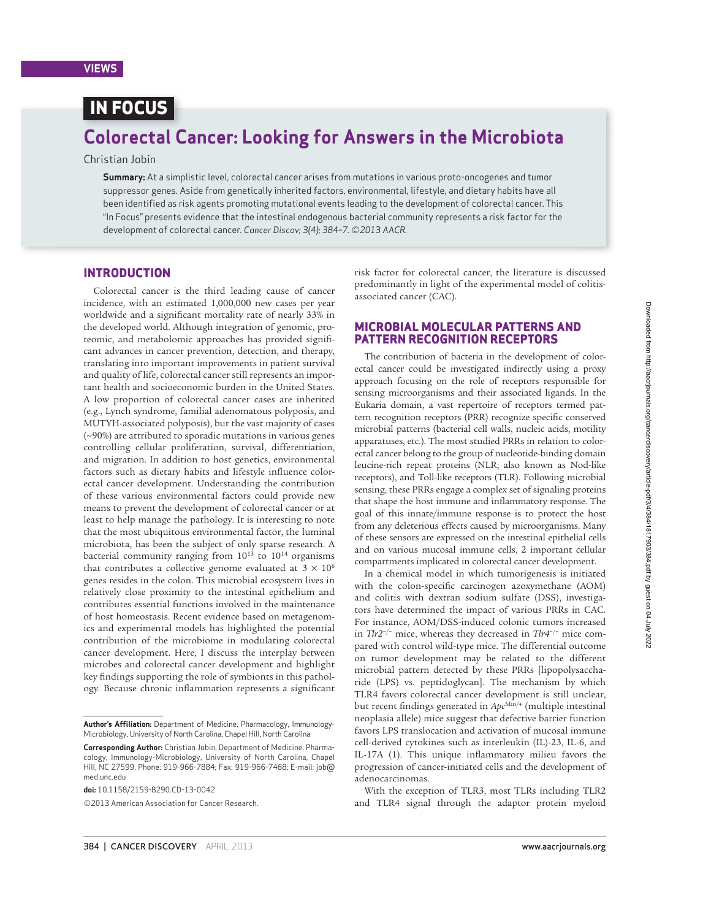VIEWS

## IN FOCUS

# Colorectal Cancer: Looking for Answers in the Microbiota

Christian Jobin

**Summary:** At a simplistic level, colorectal cancer arises from mutations in various proto-oncogenes and tumor suppressor genes. Aside from genetically inherited factors, environmental, lifestyle, and dietary habits have all been identified as risk agents promoting mutational events leading to the development of colorectal cancer. This "In Focus" presents evidence that the intestinal endogenous bacterial community represents a risk factor for the development of colorectal cancer. *Cancer Discov; 3(4); 384–7. ©2013 AACR.*

## INTRODUCTION

Colorectal cancer is the third leading cause of cancer incidence, with an estimated 1,000,000 new cases per year worldwide and a significant mortality rate of nearly 33% in the developed world. Although integration of genomic, proteomic, and metabolomic approaches has provided significant advances in cancer prevention, detection, and therapy, translating into important improvements in patient survival and quality of life, colorectal cancer still represents an important health and socioeconomic burden in the United States. A low proportion of colorectal cancer cases are inherited (e.g., Lynch syndrome, familial adenomatous polyposis, and MUTYH-associated polyposis), but the vast majority of cases (~90%) are attributed to sporadic mutations in various genes controlling cellular proliferation, survival, differentiation, and migration. In addition to host genetics, environmental factors such as dietary habits and lifestyle influence colorectal cancer development. Understanding the contribution of these various environmental factors could provide new means to prevent the development of colorectal cancer or at least to help manage the pathology. It is interesting to note that the most ubiquitous environmental factor, the luminal microbiota, has been the subject of only sparse research. A bacterial community ranging from $10^{13}$ to $10^{14}$ organisms that contributes a collective genome evaluated at $3 \times 10^6$ genes resides in the colon. This microbial ecosystem lives in relatively close proximity to the intestinal epithelium and contributes essential functions involved in the maintenance of host homeostasis. Recent evidence based on metagenomics and experimental models has highlighted the potential contribution of the microbiome in modulating colorectal cancer development. Here, I discuss the interplay between microbes and colorectal cancer development and highlight key findings supporting the role of symbionts in this pathology. Because chronic inflammation represents a significant risk factor for colorectal cancer, the literature is discussed predominantly in light of the experimental model of colitis-associated cancer (CAC).

**Author's Affiliation:** Department of Medicine, Pharmacology, Immunology-Microbiology, University of North Carolina, Chapel Hill, North Carolina

**Corresponding Author:** Christian Jobin, Department of Medicine, Pharmacology, Immunology-Microbiology, University of North Carolina, Chapel Hill, NC 27599. Phone: 919-966-7884; Fax: 919-966-7468; E-mail: job@med.unc.edu

**doi:** 10.1158/2159-8290.CD-13-0042

©2013 American Association for Cancer Research.

## MICROBIAL MOLECULAR PATTERNS AND PATTERN RECOGNITION RECEPTORS

The contribution of bacteria in the development of colorectal cancer could be investigated indirectly using a proxy approach focusing on the role of receptors responsible for sensing microorganisms and their associated ligands. In the Eukaria domain, a vast repertoire of receptors termed pattern recognition receptors (PRR) recognize specific conserved microbial patterns (bacterial cell walls, nucleic acids, motility apparatuses, etc.). The most studied PRRs in relation to colorectal cancer belong to the group of nucleotide-binding domain leucine-rich repeat proteins (NLR; also known as Nod-like receptors), and Toll-like receptors (TLR). Following microbial sensing, these PRRs engage a complex set of signaling proteins that shape the host immune and inflammatory response. The goal of this innate/immune response is to protect the host from any deleterious effects caused by microorganisms. Many of these sensors are expressed on the intestinal epithelial cells and on various mucosal immune cells, 2 important cellular compartments implicated in colorectal cancer development.

In a chemical model in which tumorigenesis is initiated with the colon-specific carcinogen azoxymethane (AOM) and colitis with dextran sodium sulfate (DSS), investigators have determined the impact of various PRRs in CAC. For instance, AOM/DSS-induced colonic tumors increased in *Tlr2*$^{-/-}$ mice, whereas they decreased in *Tlr4*$^{-/-}$ mice compared with control wild-type mice. The differential outcome on tumor development may be related to the different microbial pattern detected by these PRRs [lipopolysaccharide (LPS) vs. peptidoglycan]. The mechanism by which TLR4 favors colorectal cancer development is still unclear, but recent findings generated in *Apc*$^{Min/+}$ (multiple intestinal neoplasia allele) mice suggest that defective barrier function favors LPS translocation and activation of mucosal immune cell-derived cytokines such as interleukin (IL)-23, IL-6, and IL-17A (1). This unique inflammatory milieu favors the progression of cancer-initiated cells and the development of adenocarcinomas.

With the exception of TLR3, most TLRs including TLR2 and TLR4 signal through the adaptor protein myeloid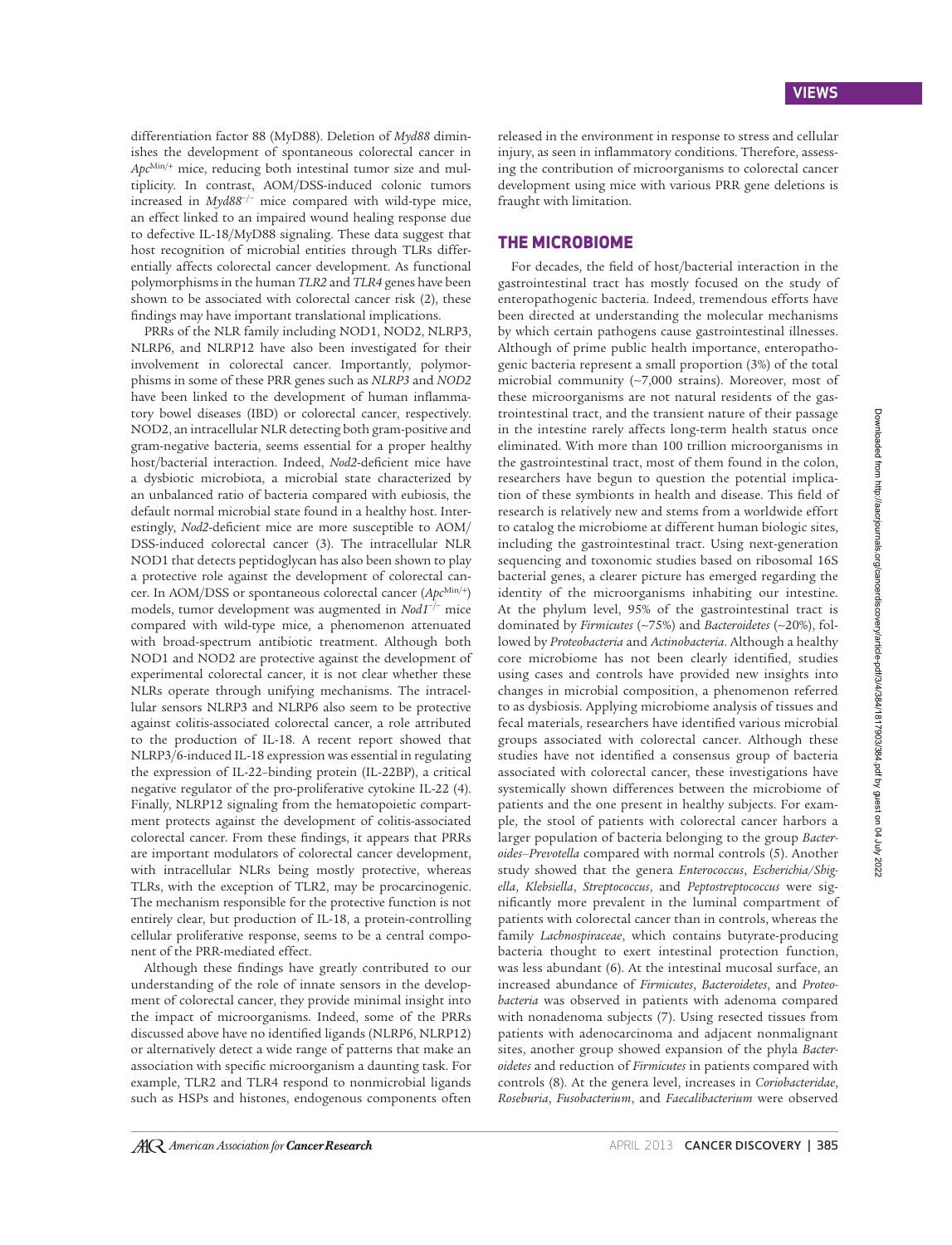differentiation factor 88 (MyD88). Deletion of *Myd88* diminishes the development of spontaneous colorectal cancer in $Apc^{Min/+}$ mice, reducing both intestinal tumor size and multiplicity. In contrast, AOM/DSS-induced colonic tumors increased in $Myd88^{-/-}$ mice compared with wild-type mice, an effect linked to an impaired wound healing response due to defective IL-18/MyD88 signaling. These data suggest that host recognition of microbial entities through TLRs differentially affects colorectal cancer development. As functional polymorphisms in the human *TLR2* and *TLR4* genes have been shown to be associated with colorectal cancer risk (2), these findings may have important translational implications.

PRRs of the NLR family including NOD1, NOD2, NLRP3, NLRP6, and NLRP12 have also been investigated for their involvement in colorectal cancer. Importantly, polymorphisms in some of these PRR genes such as *NLRP3* and *NOD2* have been linked to the development of human inflammatory bowel diseases (IBD) or colorectal cancer, respectively. NOD2, an intracellular NLR detecting both gram-positive and gram-negative bacteria, seems essential for a proper healthy host/bacterial interaction. Indeed, *Nod2*-deficient mice have a dysbiotic microbiota, a microbial state characterized by an unbalanced ratio of bacteria compared with eubiosis, the default normal microbial state found in a healthy host. Interestingly, *Nod2*-deficient mice are more susceptible to AOM/DSS-induced colorectal cancer (3). The intracellular NLR NOD1 that detects peptidoglycan has also been shown to play a protective role against the development of colorectal cancer. In AOM/DSS or spontaneous colorectal cancer ($Apc^{Min/+}$) models, tumor development was augmented in $Nod1^{-/-}$ mice compared with wild-type mice, a phenomenon attenuated with broad-spectrum antibiotic treatment. Although both NOD1 and NOD2 are protective against the development of experimental colorectal cancer, it is not clear whether these NLRs operate through unifying mechanisms. The intracellular sensors NLRP3 and NLRP6 also seem to be protective against colitis-associated colorectal cancer, a role attributed to the production of IL-18. A recent report showed that NLRP3/6-induced IL-18 expression was essential in regulating the expression of IL-22–binding protein (IL-22BP), a critical negative regulator of the pro-proliferative cytokine IL-22 (4). Finally, NLRP12 signaling from the hematopoietic compartment protects against the development of colitis-associated colorectal cancer. From these findings, it appears that PRRs are important modulators of colorectal cancer development, with intracellular NLRs being mostly protective, whereas TLRs, with the exception of TLR2, may be procarcinogenic. The mechanism responsible for the protective function is not entirely clear, but production of IL-18, a protein-controlling cellular proliferative response, seems to be a central component of the PRR-mediated effect.

Although these findings have greatly contributed to our understanding of the role of innate sensors in the development of colorectal cancer, they provide minimal insight into the impact of microorganisms. Indeed, some of the PRRs discussed above have no identified ligands (NLRP6, NLRP12) or alternatively detect a wide range of patterns that make an association with specific microorganism a daunting task. For example, TLR2 and TLR4 respond to nonmicrobial ligands such as HSPs and histones, endogenous components often released in the environment in response to stress and cellular injury, as seen in inflammatory conditions. Therefore, assessing the contribution of microorganisms to colorectal cancer development using mice with various PRR gene deletions is fraught with limitation.

## THE MICROBIOME

For decades, the field of host/bacterial interaction in the gastrointestinal tract has mostly focused on the study of enteropathogenic bacteria. Indeed, tremendous efforts have been directed at understanding the molecular mechanisms by which certain pathogens cause gastrointestinal illnesses. Although of prime public health importance, enteropathogenic bacteria represent a small proportion (3%) of the total microbial community (~7,000 strains). Moreover, most of these microorganisms are not natural residents of the gastrointestinal tract, and the transient nature of their passage in the intestine rarely affects long-term health status once eliminated. With more than 100 trillion microorganisms in the gastrointestinal tract, most of them found in the colon, researchers have begun to question the potential implication of these symbionts in health and disease. This field of research is relatively new and stems from a worldwide effort to catalog the microbiome at different human biologic sites, including the gastrointestinal tract. Using next-generation sequencing and toxonomic studies based on ribosomal 16S bacterial genes, a clearer picture has emerged regarding the identity of the microorganisms inhabiting our intestine. At the phylum level, 95% of the gastrointestinal tract is dominated by *Firmicutes* (~75%) and *Bacteroidetes* (~20%), followed by *Proteobacteria* and *Actinobacteria*. Although a healthy core microbiome has not been clearly identified, studies using cases and controls have provided new insights into changes in microbial composition, a phenomenon referred to as dysbiosis. Applying microbiome analysis of tissues and fecal materials, researchers have identified various microbial groups associated with colorectal cancer. Although these studies have not identified a consensus group of bacteria associated with colorectal cancer, these investigations have systemically shown differences between the microbiome of patients and the one present in healthy subjects. For example, the stool of patients with colorectal cancer harbors a larger population of bacteria belonging to the group *Bacteroides–Prevotella* compared with normal controls (5). Another study showed that the genera *Enterococcus*, *Escherichia/Shigella*, *Klebsiella*, *Streptococcus*, and *Peptostreptococcus* were significantly more prevalent in the luminal compartment of patients with colorectal cancer than in controls, whereas the family *Lachnospiraceae*, which contains butyrate-producing bacteria thought to exert intestinal protection function, was less abundant (6). At the intestinal mucosal surface, an increased abundance of *Firmicutes*, *Bacteroidetes*, and *Proteobacteria* was observed in patients with adenoma compared with nonadenoma subjects (7). Using resected tissues from patients with adenocarcinoma and adjacent nonmalignant sites, another group showed expansion of the phyla *Bacteroidetes* and reduction of *Firmicutes* in patients compared with controls (8). At the genera level, increases in *Coriobacteridae*, *Roseburia*, *Fusobacterium*, and *Faecalibacterium* were observed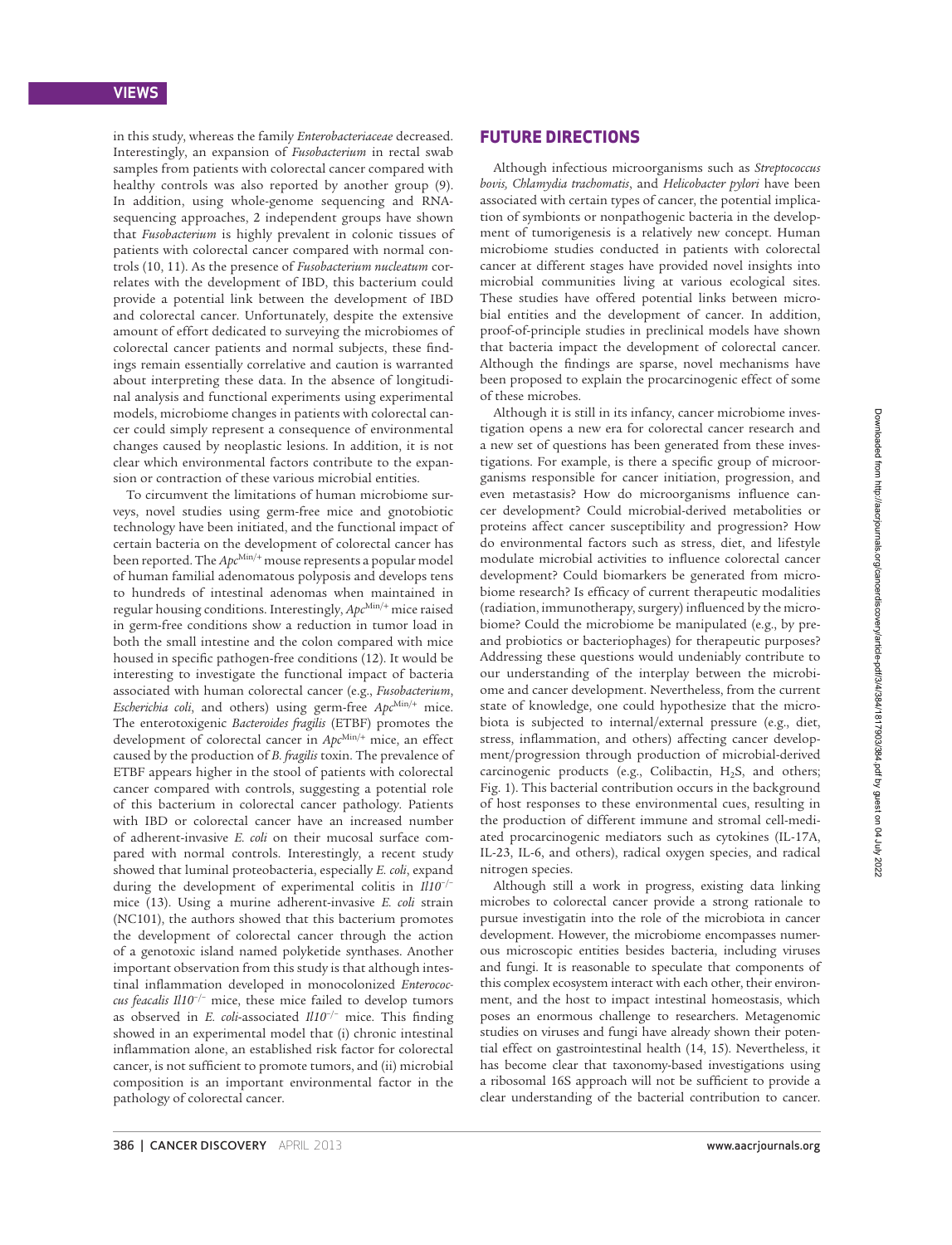in this study, whereas the family *Enterobacteriaceae* decreased. Interestingly, an expansion of *Fusobacterium* in rectal swab samples from patients with colorectal cancer compared with healthy controls was also reported by another group (9). In addition, using whole-genome sequencing and RNA-sequencing approaches, 2 independent groups have shown that *Fusobacterium* is highly prevalent in colonic tissues of patients with colorectal cancer compared with normal controls (10, 11). As the presence of *Fusobacterium nucleatum* correlates with the development of IBD, this bacterium could provide a potential link between the development of IBD and colorectal cancer. Unfortunately, despite the extensive amount of effort dedicated to surveying the microbiomes of colorectal cancer patients and normal subjects, these findings remain essentially correlative and caution is warranted about interpreting these data. In the absence of longitudinal analysis and functional experiments using experimental models, microbiome changes in patients with colorectal cancer could simply represent a consequence of environmental changes caused by neoplastic lesions. In addition, it is not clear which environmental factors contribute to the expansion or contraction of these various microbial entities.

To circumvent the limitations of human microbiome surveys, novel studies using germ-free mice and gnotobiotic technology have been initiated, and the functional impact of certain bacteria on the development of colorectal cancer has been reported. The $Apc^{Min/+}$ mouse represents a popular model of human familial adenomatous polyposis and develops tens to hundreds of intestinal adenomas when maintained in regular housing conditions. Interestingly, $Apc^{Min/+}$ mice raised in germ-free conditions show a reduction in tumor load in both the small intestine and the colon compared with mice housed in specific pathogen-free conditions (12). It would be interesting to investigate the functional impact of bacteria associated with human colorectal cancer (e.g., *Fusobacterium*, *Escherichia coli*, and others) using germ-free $Apc^{Min/+}$ mice. The enterotoxigenic *Bacteroides fragilis* (ETBF) promotes the development of colorectal cancer in $Apc^{Min/+}$ mice, an effect caused by the production of *B. fragilis* toxin. The prevalence of ETBF appears higher in the stool of patients with colorectal cancer compared with controls, suggesting a potential role of this bacterium in colorectal cancer pathology. Patients with IBD or colorectal cancer have an increased number of adherent-invasive *E. coli* on their mucosal surface compared with normal controls. Interestingly, a recent study showed that luminal proteobacteria, especially *E. coli*, expand during the development of experimental colitis in $Il10^{-/-}$ mice (13). Using a murine adherent-invasive *E. coli* strain (NC101), the authors showed that this bacterium promotes the development of colorectal cancer through the action of a genotoxic island named polyketide synthases. Another important observation from this study is that although intestinal inflammation developed in monocolonized *Enterococcus feacalis* $Il10^{-/-}$ mice, these mice failed to develop tumors as observed in *E. coli*-associated $Il10^{-/-}$ mice. This finding showed in an experimental model that (i) chronic intestinal inflammation alone, an established risk factor for colorectal cancer, is not sufficient to promote tumors, and (ii) microbial composition is an important environmental factor in the pathology of colorectal cancer.

## FUTURE DIRECTIONS

Although infectious microorganisms such as *Streptococcus bovis, Chlamydia trachomatis*, and *Helicobacter pylori* have been associated with certain types of cancer, the potential implication of symbionts or nonpathogenic bacteria in the development of tumorigenesis is a relatively new concept. Human microbiome studies conducted in patients with colorectal cancer at different stages have provided novel insights into microbial communities living at various ecological sites. These studies have offered potential links between microbial entities and the development of cancer. In addition, proof-of-principle studies in preclinical models have shown that bacteria impact the development of colorectal cancer. Although the findings are sparse, novel mechanisms have been proposed to explain the procarcinogenic effect of some of these microbes.

Although it is still in its infancy, cancer microbiome investigation opens a new era for colorectal cancer research and a new set of questions has been generated from these investigations. For example, is there a specific group of microorganisms responsible for cancer initiation, progression, and even metastasis? How do microorganisms influence cancer development? Could microbial-derived metabolities or proteins affect cancer susceptibility and progression? How do environmental factors such as stress, diet, and lifestyle modulate microbial activities to influence colorectal cancer development? Could biomarkers be generated from microbiome research? Is efficacy of current therapeutic modalities (radiation, immunotherapy, surgery) influenced by the microbiome? Could the microbiome be manipulated (e.g., by pre- and probiotics or bacteriophages) for therapeutic purposes? Addressing these questions would undeniably contribute to our understanding of the interplay between the microbiome and cancer development. Nevertheless, from the current state of knowledge, one could hypothesize that the microbiota is subjected to internal/external pressure (e.g., diet, stress, inflammation, and others) affecting cancer development/progression through production of microbial-derived carcinogenic products (e.g., Colibactin, $H_2S$, and others; Fig. 1). This bacterial contribution occurs in the background of host responses to these environmental cues, resulting in the production of different immune and stromal cell-mediated procarcinogenic mediators such as cytokines (IL-17A, IL-23, IL-6, and others), radical oxygen species, and radical nitrogen species.

Although still a work in progress, existing data linking microbes to colorectal cancer provide a strong rationale to pursue investigatin into the role of the microbiota in cancer development. However, the microbiome encompasses numerous microscopic entities besides bacteria, including viruses and fungi. It is reasonable to speculate that components of this complex ecosystem interact with each other, their environment, and the host to impact intestinal homeostasis, which poses an enormous challenge to researchers. Metagenomic studies on viruses and fungi have already shown their potential effect on gastrointestinal health (14, 15). Nevertheless, it has become clear that taxonomy-based investigations using a ribosomal 16S approach will not be sufficient to provide a clear understanding of the bacterial contribution to cancer.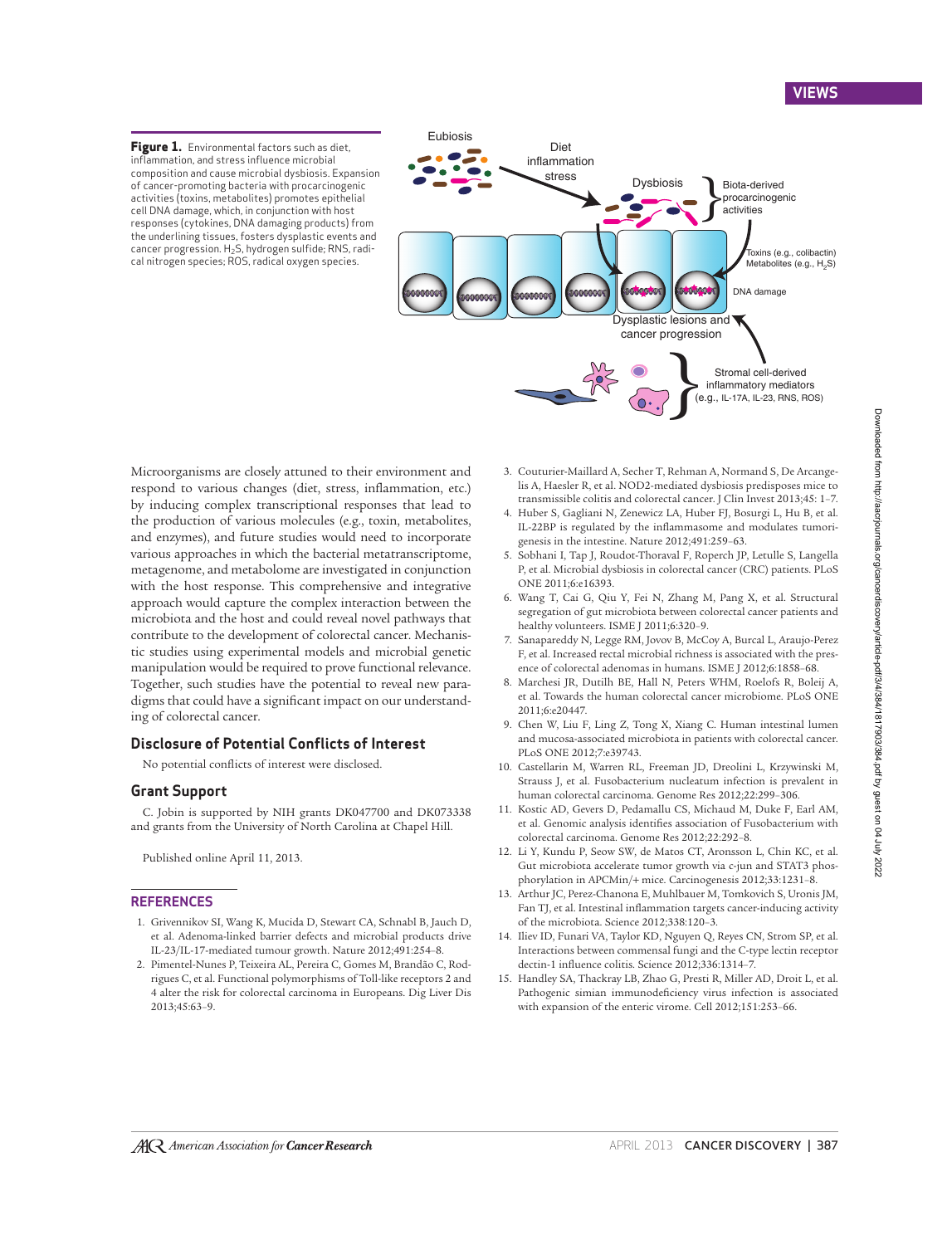**Figure 1.** Environmental factors such as diet, inflammation, and stress influence microbial composition and cause microbial dysbiosis. Expansion of cancer-promoting bacteria with procarcinogenic activities (toxins, metabolites) promotes epithelial cell DNA damage, which, in conjunction with host responses (cytokines, DNA damaging products) from the underlining tissues, fosters dysplastic events and cancer progression. $H_2S$, hydrogen sulfide; RNS, radical nitrogen species; ROS, radical oxygen species.

Eubiosis

Diet
inflammation
stress

Dysbiosis

Biota-derived procarcinogenic activities

Toxins (e.g., colibactin)
Metabolites (e.g., $H_2S$)

DNA damage

Dysplastic lesions and cancer progression

Stromal cell-derived inflammatory mediators (e.g., IL-17A, IL-23, RNS, ROS)

Microorganisms are closely attuned to their environment and respond to various changes (diet, stress, inflammation, etc.) by inducing complex transcriptional responses that lead to the production of various molecules (e.g., toxin, metabolites, and enzymes), and future studies would need to incorporate various approaches in which the bacterial metatranscriptome, metagenome, and metabolome are investigated in conjunction with the host response. This comprehensive and integrative approach would capture the complex interaction between the microbiota and the host and could reveal novel pathways that contribute to the development of colorectal cancer. Mechanistic studies using experimental models and microbial genetic manipulation would be required to prove functional relevance. Together, such studies have the potential to reveal new paradigms that could have a significant impact on our understanding of colorectal cancer.

## Disclosure of Potential Conflicts of Interest

No potential conflicts of interest were disclosed.

## Grant Support

C. Jobin is supported by NIH grants DK047700 and DK073338 and grants from the University of North Carolina at Chapel Hill.

Published online April 11, 2013.

## REFERENCES

1. Grivennikov SI, Wang K, Mucida D, Stewart CA, Schnabl B, Jauch D, et al. Adenoma-linked barrier defects and microbial products drive IL-23/IL-17-mediated tumour growth. Nature 2012;491:254–8.
2. Pimentel-Nunes P, Teixeira AL, Pereira C, Gomes M, Brandão C, Rodrigues C, et al. Functional polymorphisms of Toll-like receptors 2 and 4 alter the risk for colorectal carcinoma in Europeans. Dig Liver Dis 2013;45:63–9.
3. Couturier-Maillard A, Secher T, Rehman A, Normand S, De Arcangelis A, Haesler R, et al. NOD2-mediated dysbiosis predisposes mice to transmissible colitis and colorectal cancer. J Clin Invest 2013;45: 1–7.
4. Huber S, Gagliani N, Zenewicz LA, Huber FJ, Bosurgi L, Hu B, et al. IL-22BP is regulated by the inflammasome and modulates tumorigenesis in the intestine. Nature 2012;491:259–63.
5. Sobhani I, Tap J, Roudot-Thoraval F, Roperch JP, Letulle S, Langella P, et al. Microbial dysbiosis in colorectal cancer (CRC) patients. PLoS ONE 2011;6:e16393.
6. Wang T, Cai G, Qiu Y, Fei N, Zhang M, Pang X, et al. Structural segregation of gut microbiota between colorectal cancer patients and healthy volunteers. ISME J 2011;6:320–9.
7. Sanapareddy N, Legge RM, Jovov B, McCoy A, Burcal L, Araujo-Perez F, et al. Increased rectal microbial richness is associated with the presence of colorectal adenomas in humans. ISME J 2012;6:1858–68.
8. Marchesi JR, Dutilh BE, Hall N, Peters WHM, Roelofs R, Boleij A, et al. Towards the human colorectal cancer microbiome. PLoS ONE 2011;6:e20447.
9. Chen W, Liu F, Ling Z, Tong X, Xiang C. Human intestinal lumen and mucosa-associated microbiota in patients with colorectal cancer. PLoS ONE 2012;7:e39743.
10. Castellarin M, Warren RL, Freeman JD, Dreolini L, Krzywinski M, Strauss J, et al. Fusobacterium nucleatum infection is prevalent in human colorectal carcinoma. Genome Res 2012;22:299–306.
11. Kostic AD, Gevers D, Pedamallu CS, Michaud M, Duke F, Earl AM, et al. Genomic analysis identifies association of Fusobacterium with colorectal carcinoma. Genome Res 2012;22:292–8.
12. Li Y, Kundu P, Seow SW, de Matos CT, Aronsson L, Chin KC, et al. Gut microbiota accelerate tumor growth via c-jun and STAT3 phosphorylation in APCMin/+ mice. Carcinogenesis 2012;33:1231–8.
13. Arthur JC, Perez-Chanona E, Muhlbauer M, Tomkovich S, Uronis JM, Fan TJ, et al. Intestinal inflammation targets cancer-inducing activity of the microbiota. Science 2012;338:120–3.
14. Iliev ID, Funari VA, Taylor KD, Nguyen Q, Reyes CN, Strom SP, et al. Interactions between commensal fungi and the C-type lectin receptor dectin-1 influence colitis. Science 2012;336:1314–7.
15. Handley SA, Thackray LB, Zhao G, Presti R, Miller AD, Droit L, et al. Pathogenic simian immunodeficiency virus infection is associated with expansion of the enteric virome. Cell 2012;151:253–66.